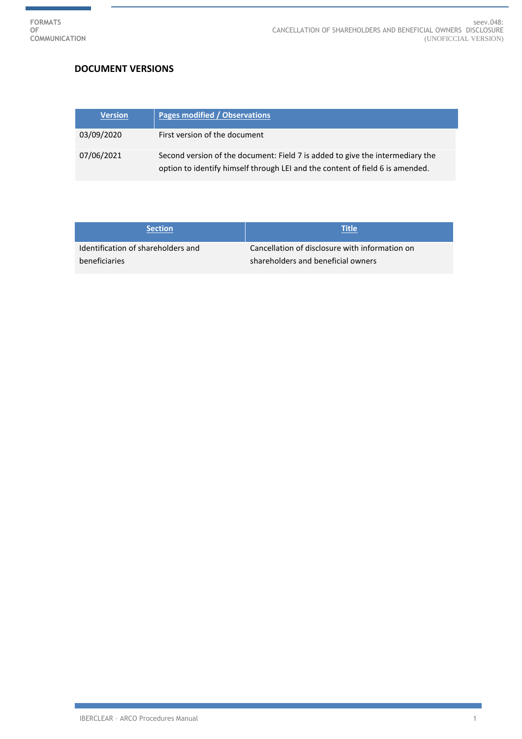# DOCUMENT VERSIONS

| Version | Pages modified / Observations |
|---|---|
| 03/09/2020 | First version of the document |
| 07/06/2021 | Second version of the document: Field 7 is added to give the intermediary the option to identify himself through LEI and the content of field 6 is amended. |

| Section | Title |
|---|---|
| Identification of shareholders and beneficiaries | Cancellation of disclosure with information on shareholders and beneficial owners |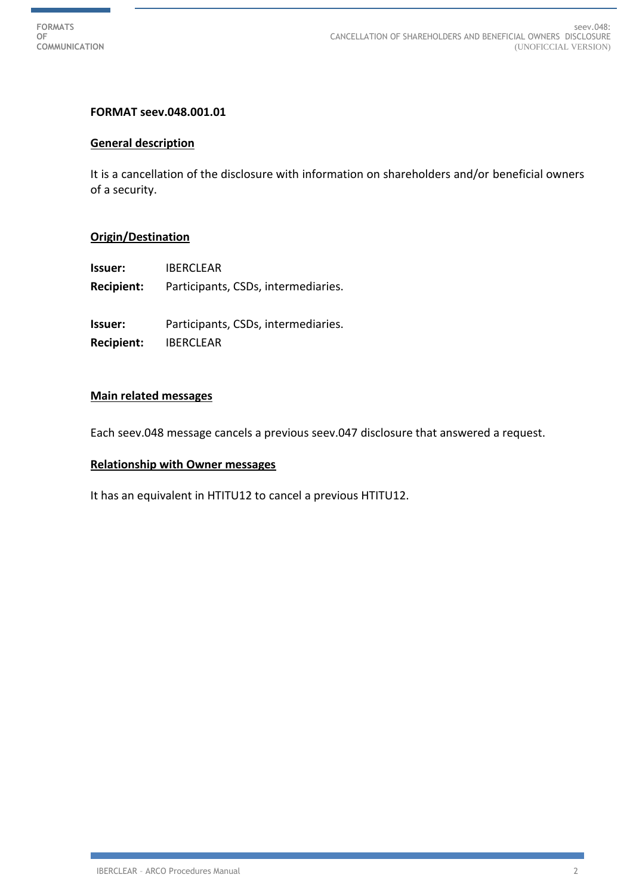**FORMAT seev.048.001.01**

## General description

It is a cancellation of the disclosure with information on shareholders and/or beneficial owners of a security.

## Origin/Destination

**Issuer:** IBERCLEAR
**Recipient:** Participants, CSDs, intermediaries.

**Issuer:** Participants, CSDs, intermediaries.
**Recipient:** IBERCLEAR

## Main related messages

Each seev.048 message cancels a previous seev.047 disclosure that answered a request.

## Relationship with Owner messages

It has an equivalent in HTITU12 to cancel a previous HTITU12.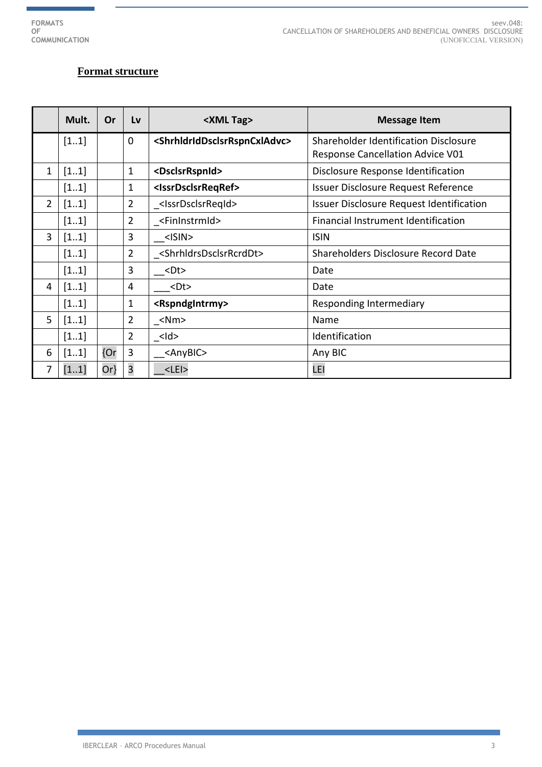# Format structure

| | Mult. | Or | Lv | <XML Tag> | Message Item |
|---|---|---|---|---|---|
| | [1..1] | | 0 | **<ShrhldrIdDsclsrRspnCxlAdvc>** | Shareholder Identification Disclosure Response Cancellation Advice V01 |
| 1 | [1..1] | | 1 | **<DsclsrRspnId>** | Disclosure Response Identification |
| | [1..1] | | 1 | **<IssrDsclsrReqRef>** | Issuer Disclosure Request Reference |
| 2 | [1..1] | | 2 | _<IssrDsclsrReqId> | Issuer Disclosure Request Identification |
| | [1..1] | | 2 | _<FinInstrmId> | Financial Instrument Identification |
| 3 | [1..1] | | 3 | __<ISIN> | ISIN |
| | [1..1] | | 2 | _<ShrhldrsDsclsrRcrdDt> | Shareholders Disclosure Record Date |
| | [1..1] | | 3 | __<Dt> | Date |
| 4 | [1..1] | | 4 | ___<Dt> | Date |
| | [1..1] | | 1 | **<RspndgIntrmy>** | Responding Intermediary |
| 5 | [1..1] | | 2 | _<Nm> | Name |
| | [1..1] | | 2 | _<Id> | Identification |
| 6 | [1..1] | {Or | 3 | __<AnyBIC> | Any BIC |
| 7 | [1..1] | Or} | 3 | __<LEI> | LEI |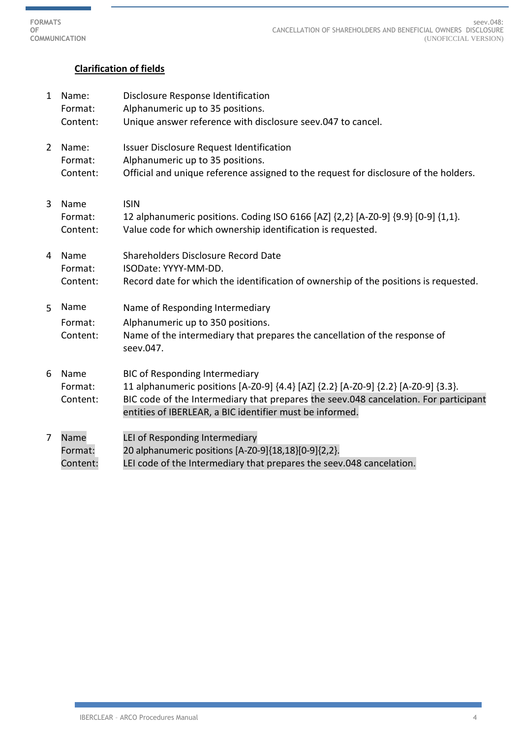**Clarification of fields**

1. Name: Disclosure Response Identification
   Format: Alphanumeric up to 35 positions.
   Content: Unique answer reference with disclosure seev.047 to cancel.

2. Name: Issuer Disclosure Request Identification
   Format: Alphanumeric up to 35 positions.
   Content: Official and unique reference assigned to the request for disclosure of the holders.

3. Name ISIN
   Format: 12 alphanumeric positions. Coding ISO 6166 [AZ] {2,2} [A-Z0-9] {9.9} [0-9] {1,1}.
   Content: Value code for which ownership identification is requested.

4. Name Shareholders Disclosure Record Date
   Format: ISODate: YYYY-MM-DD.
   Content: Record date for which the identification of ownership of the positions is requested.

5. Name Name of Responding Intermediary
   Format: Alphanumeric up to 350 positions.
   Content: Name of the intermediary that prepares the cancellation of the response of seev.047.

6. Name BIC of Responding Intermediary
   Format: 11 alphanumeric positions [A-Z0-9] {4.4} [AZ] {2.2} [A-Z0-9] {2.2} [A-Z0-9] {3.3}.
   Content: BIC code of the Intermediary that prepares the seev.048 cancelation. For participant entities of IBERLEAR, a BIC identifier must be informed.

7. Name LEI of Responding Intermediary
   Format: 20 alphanumeric positions [A-Z0-9]{18,18}[0-9]{2,2}.
   Content: LEI code of the Intermediary that prepares the seev.048 cancelation.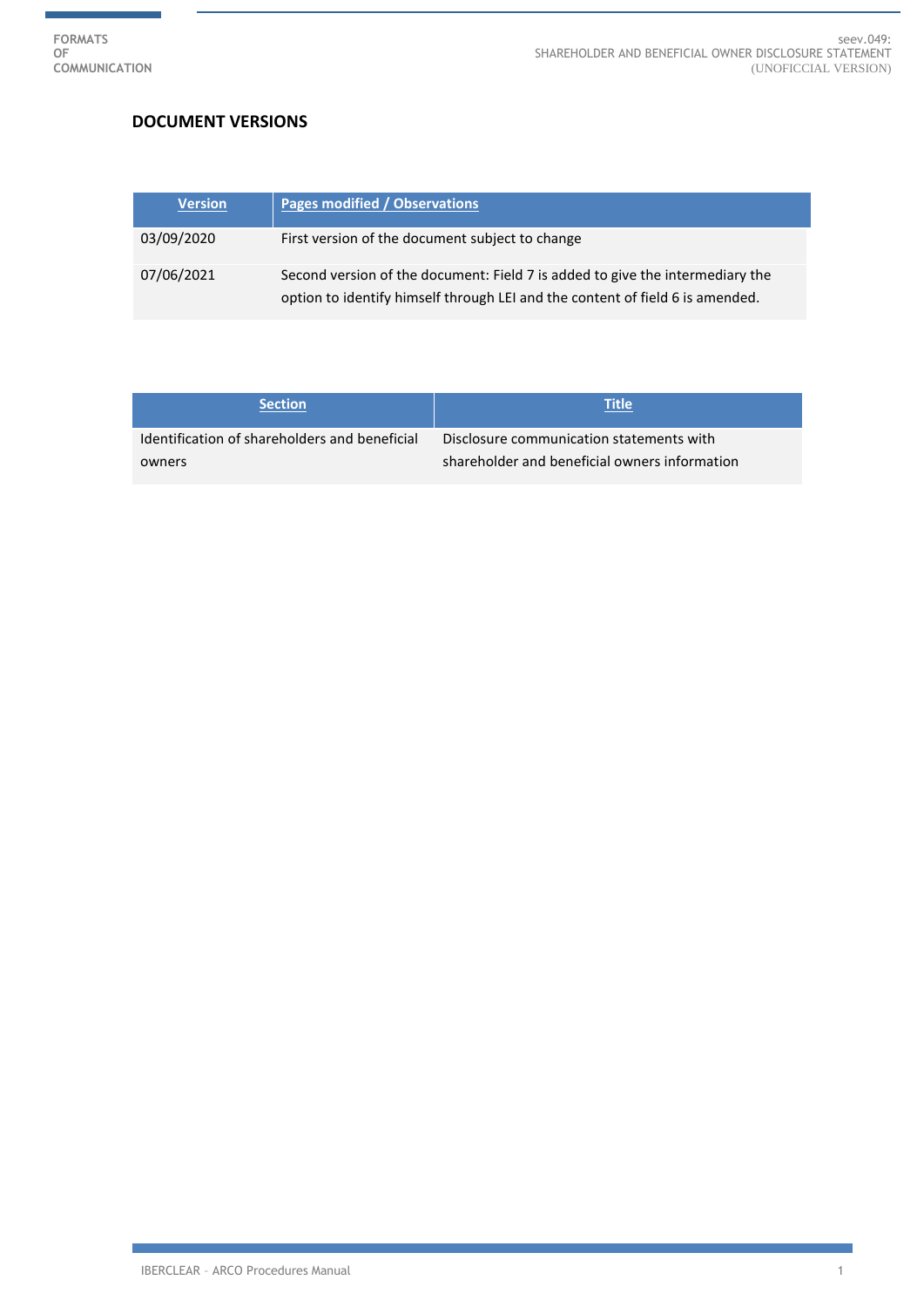## DOCUMENT VERSIONS

| Version | Pages modified / Observations |
| --- | --- |
| 03/09/2020 | First version of the document subject to change |
| 07/06/2021 | Second version of the document: Field 7 is added to give the intermediary the option to identify himself through LEI and the content of field 6 is amended. |

| Section | Title |
| --- | --- |
| Identification of shareholders and beneficial owners | Disclosure communication statements with shareholder and beneficial owners information |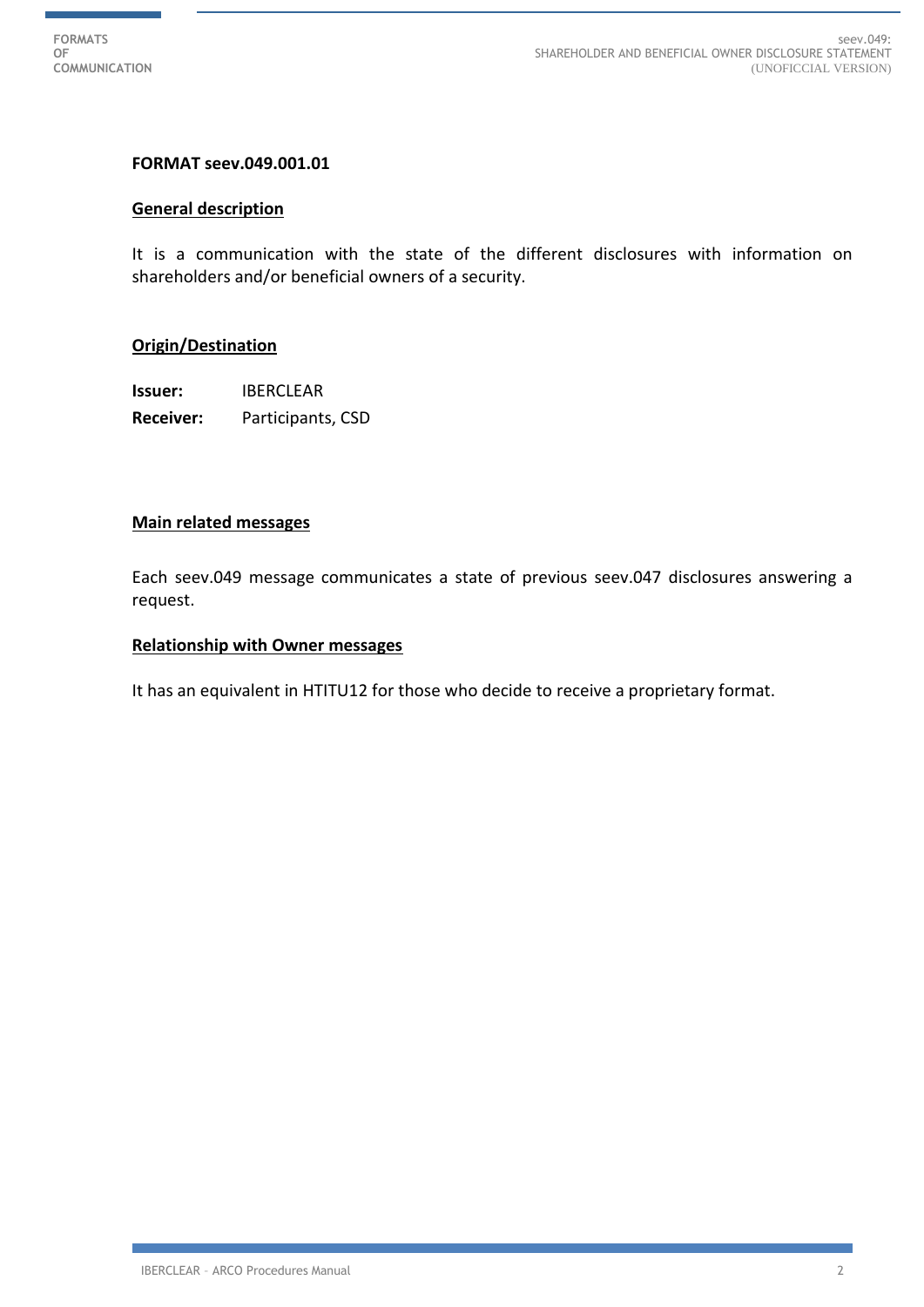**FORMAT seev.049.001.01**

**General description**

It is a communication with the state of the different disclosures with information on shareholders and/or beneficial owners of a security.

**Origin/Destination**

**Issuer:** IBERCLEAR

**Receiver:** Participants, CSD

**Main related messages**

Each seev.049 message communicates a state of previous seev.047 disclosures answering a request.

**Relationship with Owner messages**

It has an equivalent in HTITU12 for those who decide to receive a proprietary format.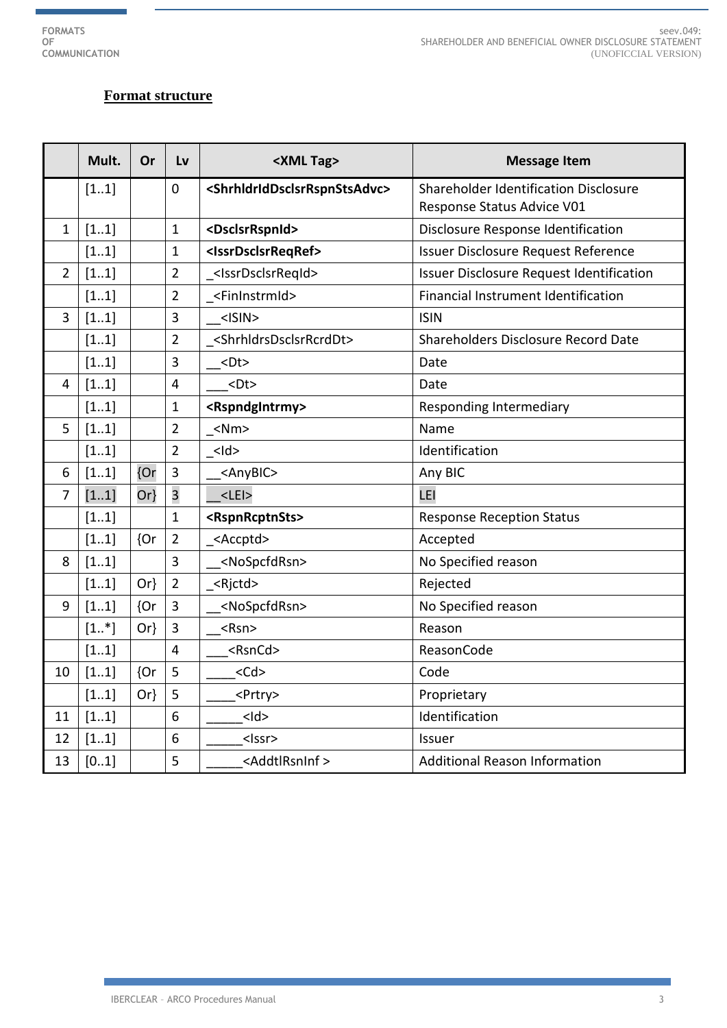**Format structure**

| | Mult. | Or | Lv | <XML Tag> | Message Item |
|---|---|---|---|---|---|
| | [1..1] | | 0 | **<ShrhldrIdDsclsrRspnStsAdvc>** | Shareholder Identification Disclosure Response Status Advice V01 |
| 1 | [1..1] | | 1 | **<DsclsrRspnId>** | Disclosure Response Identification |
| | [1..1] | | 1 | **<IssrDsclsrReqRef>** | Issuer Disclosure Request Reference |
| 2 | [1..1] | | 2 | _<IssrDsclsrReqId> | Issuer Disclosure Request Identification |
| | [1..1] | | 2 | _<FinInstrmId> | Financial Instrument Identification |
| 3 | [1..1] | | 3 | __<ISIN> | ISIN |
| | [1..1] | | 2 | _<ShrhldrsDsclsrRcrdDt> | Shareholders Disclosure Record Date |
| | [1..1] | | 3 | __<Dt> | Date |
| 4 | [1..1] | | 4 | ___<Dt> | Date |
| | [1..1] | | 1 | **<RspndgIntrmy>** | Responding Intermediary |
| 5 | [1..1] | | 2 | _<Nm> | Name |
| | [1..1] | | 2 | _<Id> | Identification |
| 6 | [1..1] | {Or | 3 | __<AnyBIC> | Any BIC |
| 7 | [1..1] | Or} | 3 | __<LEI> | LEI |
| | [1..1] | | 1 | **<RspnRcptnSts>** | Response Reception Status |
| | [1..1] | {Or | 2 | _<Accptd> | Accepted |
| 8 | [1..1] | | 3 | __<NoSpcfdRsn> | No Specified reason |
| | [1..1] | Or} | 2 | _<Rjctd> | Rejected |
| 9 | [1..1] | {Or | 3 | __<NoSpcfdRsn> | No Specified reason |
| | [1..*] | Or} | 3 | __<Rsn> | Reason |
| | [1..1] | | 4 | ___<RsnCd> | ReasonCode |
| 10 | [1..1] | {Or | 5 | ____<Cd> | Code |
| | [1..1] | Or} | 5 | ____<Prtry> | Proprietary |
| 11 | [1..1] | | 6 | _____<Id> | Identification |
| 12 | [1..1] | | 6 | _____<Issr> | Issuer |
| 13 | [0..1] | | 5 | _____<AddtlRsnInf > | Additional Reason Information |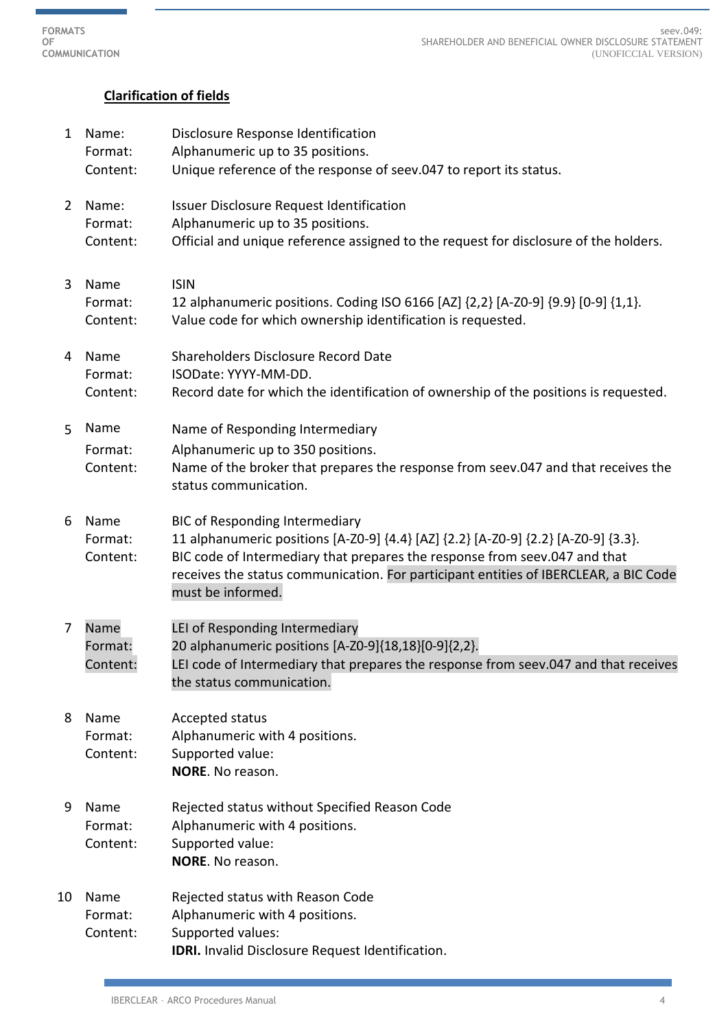## Clarification of fields

1 Name: Disclosure Response Identification
Format: Alphanumeric up to 35 positions.
Content: Unique reference of the response of seev.047 to report its status.

2 Name: Issuer Disclosure Request Identification
Format: Alphanumeric up to 35 positions.
Content: Official and unique reference assigned to the request for disclosure of the holders.

3 Name ISIN
Format: 12 alphanumeric positions. Coding ISO 6166 [AZ] {2,2} [A-Z0-9] {9.9} [0-9] {1,1}.
Content: Value code for which ownership identification is requested.

4 Name Shareholders Disclosure Record Date
Format: ISODate: YYYY-MM-DD.
Content: Record date for which the identification of ownership of the positions is requested.

5 Name Name of Responding Intermediary
Format: Alphanumeric up to 350 positions.
Content: Name of the broker that prepares the response from seev.047 and that receives the status communication.

6 Name BIC of Responding Intermediary
Format: 11 alphanumeric positions [A-Z0-9] {4.4} [AZ] {2.2} [A-Z0-9] {2.2} [A-Z0-9] {3.3}.
Content: BIC code of Intermediary that prepares the response from seev.047 and that receives the status communication. For participant entities of IBERCLEAR, a BIC Code must be informed.

7 Name LEI of Responding Intermediary
Format: 20 alphanumeric positions [A-Z0-9]{18,18}[0-9]{2,2}.
Content: LEI code of Intermediary that prepares the response from seev.047 and that receives the status communication.

8 Name Accepted status
Format: Alphanumeric with 4 positions.
Content: Supported value:
**NORE**. No reason.

9 Name Rejected status without Specified Reason Code
Format: Alphanumeric with 4 positions.
Content: Supported value:
**NORE**. No reason.

10 Name Rejected status with Reason Code
Format: Alphanumeric with 4 positions.
Content: Supported values:
**IDRI.** Invalid Disclosure Request Identification.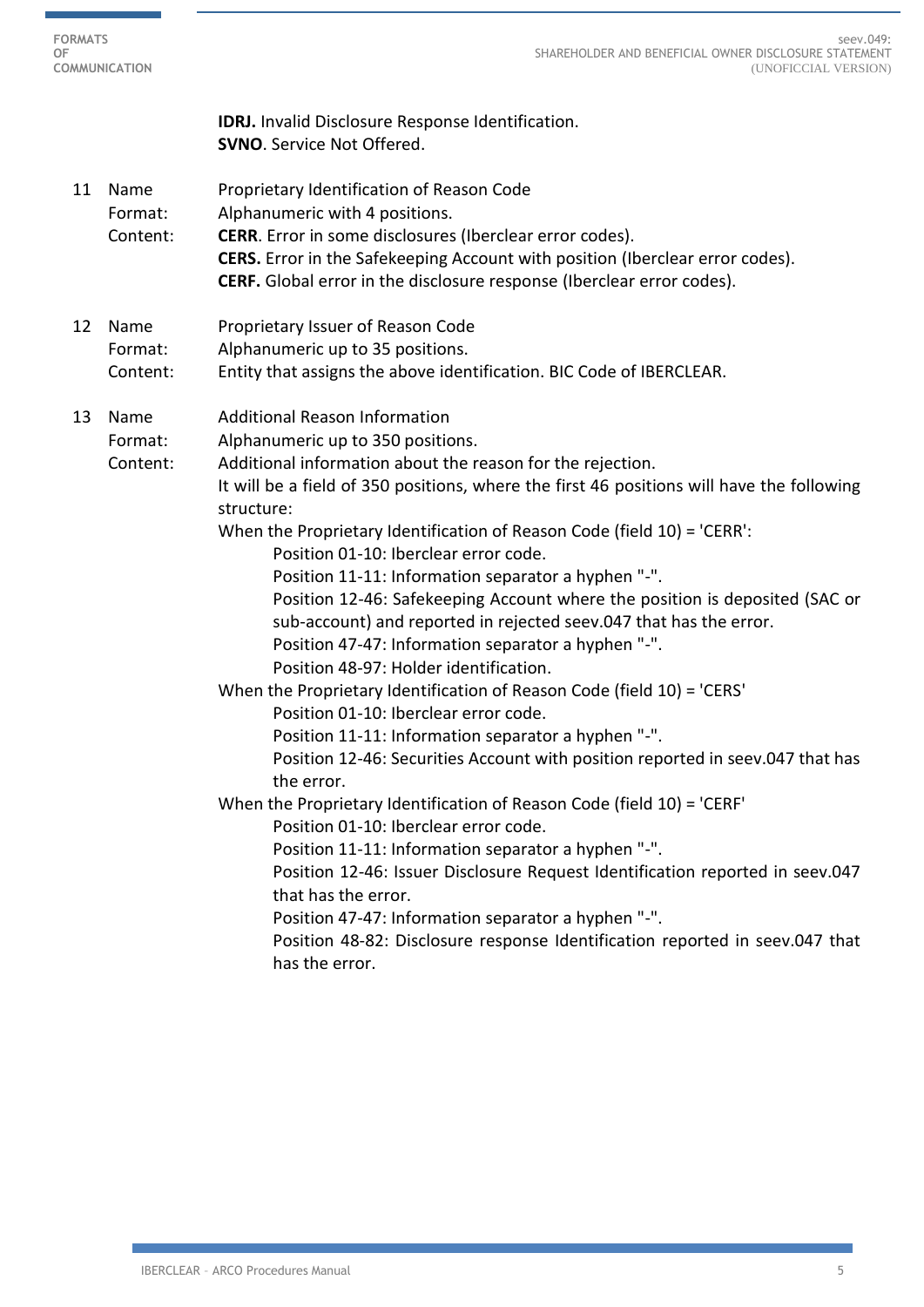**IDRJ.** Invalid Disclosure Response Identification.
**SVNO**. Service Not Offered.

11 Name: Proprietary Identification of Reason Code
Format: Alphanumeric with 4 positions.
Content: **CERR**. Error in some disclosures (Iberclear error codes).
**CERS.** Error in the Safekeeping Account with position (Iberclear error codes).
**CERF.** Global error in the disclosure response (Iberclear error codes).

12 Name: Proprietary Issuer of Reason Code
Format: Alphanumeric up to 35 positions.
Content: Entity that assigns the above identification. BIC Code of IBERCLEAR.

13 Name: Additional Reason Information
Format: Alphanumeric up to 350 positions.
Content: Additional information about the reason for the rejection.
It will be a field of 350 positions, where the first 46 positions will have the following structure:
When the Proprietary Identification of Reason Code (field 10) = 'CERR':
- Position 01-10: Iberclear error code.
- Position 11-11: Information separator a hyphen "-".
- Position 12-46: Safekeeping Account where the position is deposited (SAC or sub-account) and reported in rejected seev.047 that has the error.
- Position 47-47: Information separator a hyphen "-".
- Position 48-97: Holder identification.

When the Proprietary Identification of Reason Code (field 10) = 'CERS'
- Position 01-10: Iberclear error code.
- Position 11-11: Information separator a hyphen "-".
- Position 12-46: Securities Account with position reported in seev.047 that has the error.

When the Proprietary Identification of Reason Code (field 10) = 'CERF'
- Position 01-10: Iberclear error code.
- Position 11-11: Information separator a hyphen "-".
- Position 12-46: Issuer Disclosure Request Identification reported in seev.047 that has the error.
- Position 47-47: Information separator a hyphen "-".
- Position 48-82: Disclosure response Identification reported in seev.047 that has the error.